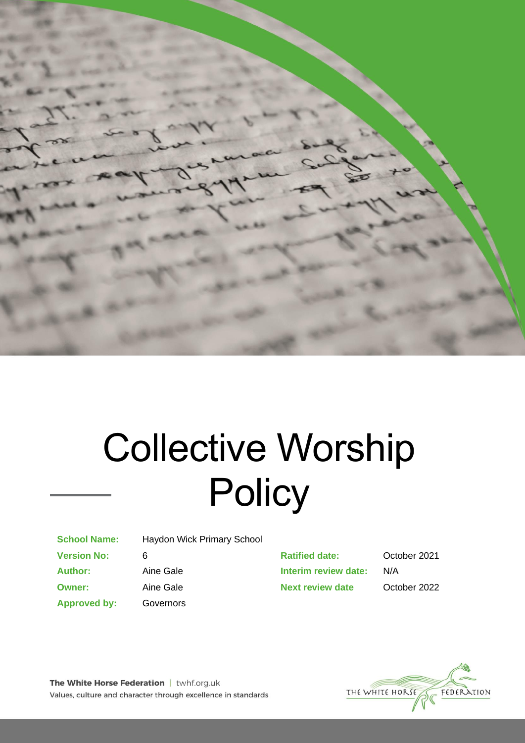# Collective Worship Policy

| | | | |
|---|---|---|---|
| **School Name:** | Haydon Wick Primary School | | |
| **Version No:** | 6 | **Ratified date:** | October 2021 |
| **Author:** | Aine Gale | **Interim review date:** | N/A |
| **Owner:** | Aine Gale | **Next review date** | October 2022 |
| **Approved by:** | Governors | | |

**The White Horse Federation** | twhf.org.uk
Values, culture and character through excellence in standards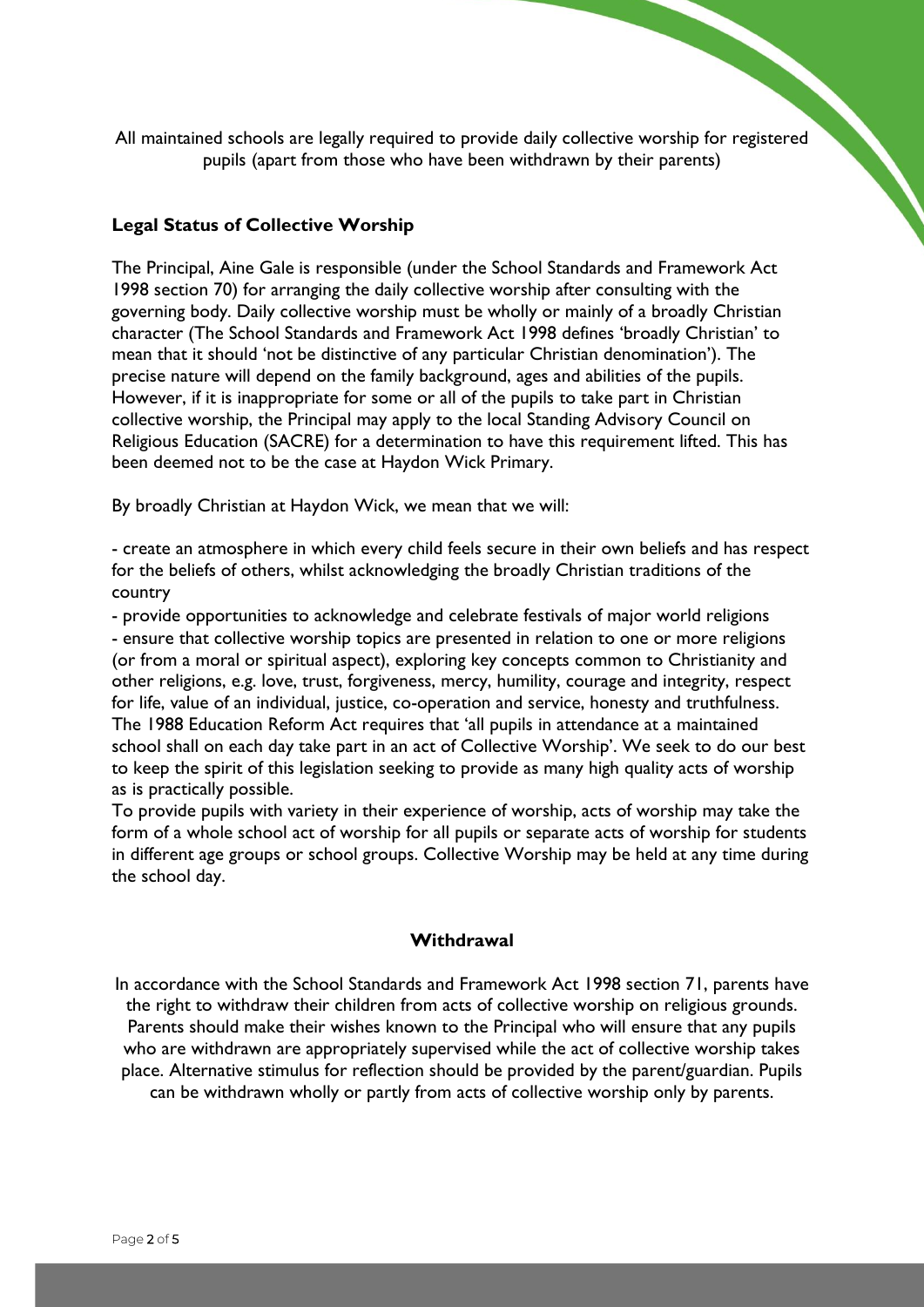All maintained schools are legally required to provide daily collective worship for registered pupils (apart from those who have been withdrawn by their parents)

## Legal Status of Collective Worship

The Principal, Aine Gale is responsible (under the School Standards and Framework Act 1998 section 70) for arranging the daily collective worship after consulting with the governing body. Daily collective worship must be wholly or mainly of a broadly Christian character (The School Standards and Framework Act 1998 defines 'broadly Christian' to mean that it should 'not be distinctive of any particular Christian denomination'). The precise nature will depend on the family background, ages and abilities of the pupils. However, if it is inappropriate for some or all of the pupils to take part in Christian collective worship, the Principal may apply to the local Standing Advisory Council on Religious Education (SACRE) for a determination to have this requirement lifted. This has been deemed not to be the case at Haydon Wick Primary.

By broadly Christian at Haydon Wick, we mean that we will:

- create an atmosphere in which every child feels secure in their own beliefs and has respect for the beliefs of others, whilst acknowledging the broadly Christian traditions of the country
- provide opportunities to acknowledge and celebrate festivals of major world religions
- ensure that collective worship topics are presented in relation to one or more religions (or from a moral or spiritual aspect), exploring key concepts common to Christianity and other religions, e.g. love, trust, forgiveness, mercy, humility, courage and integrity, respect for life, value of an individual, justice, co-operation and service, honesty and truthfulness.

The 1988 Education Reform Act requires that 'all pupils in attendance at a maintained school shall on each day take part in an act of Collective Worship'. We seek to do our best to keep the spirit of this legislation seeking to provide as many high quality acts of worship as is practically possible.

To provide pupils with variety in their experience of worship, acts of worship may take the form of a whole school act of worship for all pupils or separate acts of worship for students in different age groups or school groups. Collective Worship may be held at any time during the school day.

## Withdrawal

In accordance with the School Standards and Framework Act 1998 section 71, parents have the right to withdraw their children from acts of collective worship on religious grounds. Parents should make their wishes known to the Principal who will ensure that any pupils who are withdrawn are appropriately supervised while the act of collective worship takes place. Alternative stimulus for reflection should be provided by the parent/guardian. Pupils can be withdrawn wholly or partly from acts of collective worship only by parents.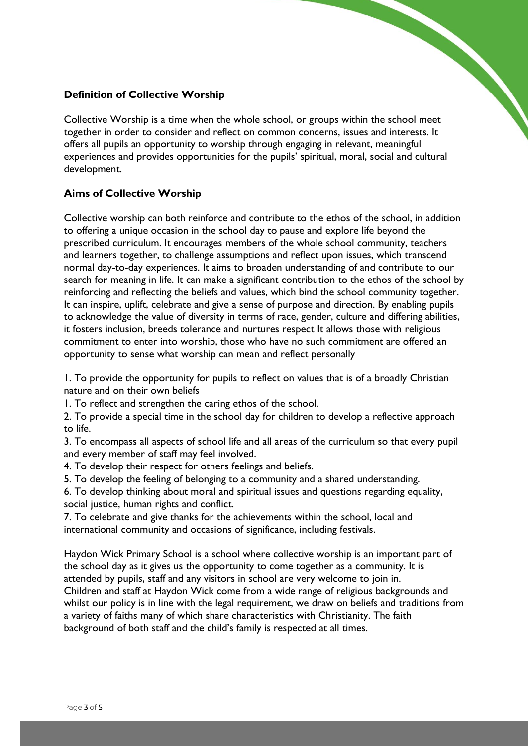**Definition of Collective Worship**

Collective Worship is a time when the whole school, or groups within the school meet together in order to consider and reflect on common concerns, issues and interests. It offers all pupils an opportunity to worship through engaging in relevant, meaningful experiences and provides opportunities for the pupils' spiritual, moral, social and cultural development.

**Aims of Collective Worship**

Collective worship can both reinforce and contribute to the ethos of the school, in addition to offering a unique occasion in the school day to pause and explore life beyond the prescribed curriculum. It encourages members of the whole school community, teachers and learners together, to challenge assumptions and reflect upon issues, which transcend normal day-to-day experiences. It aims to broaden understanding of and contribute to our search for meaning in life. It can make a significant contribution to the ethos of the school by reinforcing and reflecting the beliefs and values, which bind the school community together. It can inspire, uplift, celebrate and give a sense of purpose and direction. By enabling pupils to acknowledge the value of diversity in terms of race, gender, culture and differing abilities, it fosters inclusion, breeds tolerance and nurtures respect It allows those with religious commitment to enter into worship, those who have no such commitment are offered an opportunity to sense what worship can mean and reflect personally

1. To provide the opportunity for pupils to reflect on values that is of a broadly Christian nature and on their own beliefs
1. To reflect and strengthen the caring ethos of the school.
2. To provide a special time in the school day for children to develop a reflective approach to life.
3. To encompass all aspects of school life and all areas of the curriculum so that every pupil and every member of staff may feel involved.
4. To develop their respect for others feelings and beliefs.
5. To develop the feeling of belonging to a community and a shared understanding.
6. To develop thinking about moral and spiritual issues and questions regarding equality, social justice, human rights and conflict.
7. To celebrate and give thanks for the achievements within the school, local and international community and occasions of significance, including festivals.

Haydon Wick Primary School is a school where collective worship is an important part of the school day as it gives us the opportunity to come together as a community. It is attended by pupils, staff and any visitors in school are very welcome to join in.
Children and staff at Haydon Wick come from a wide range of religious backgrounds and whilst our policy is in line with the legal requirement, we draw on beliefs and traditions from a variety of faiths many of which share characteristics with Christianity. The faith background of both staff and the child's family is respected at all times.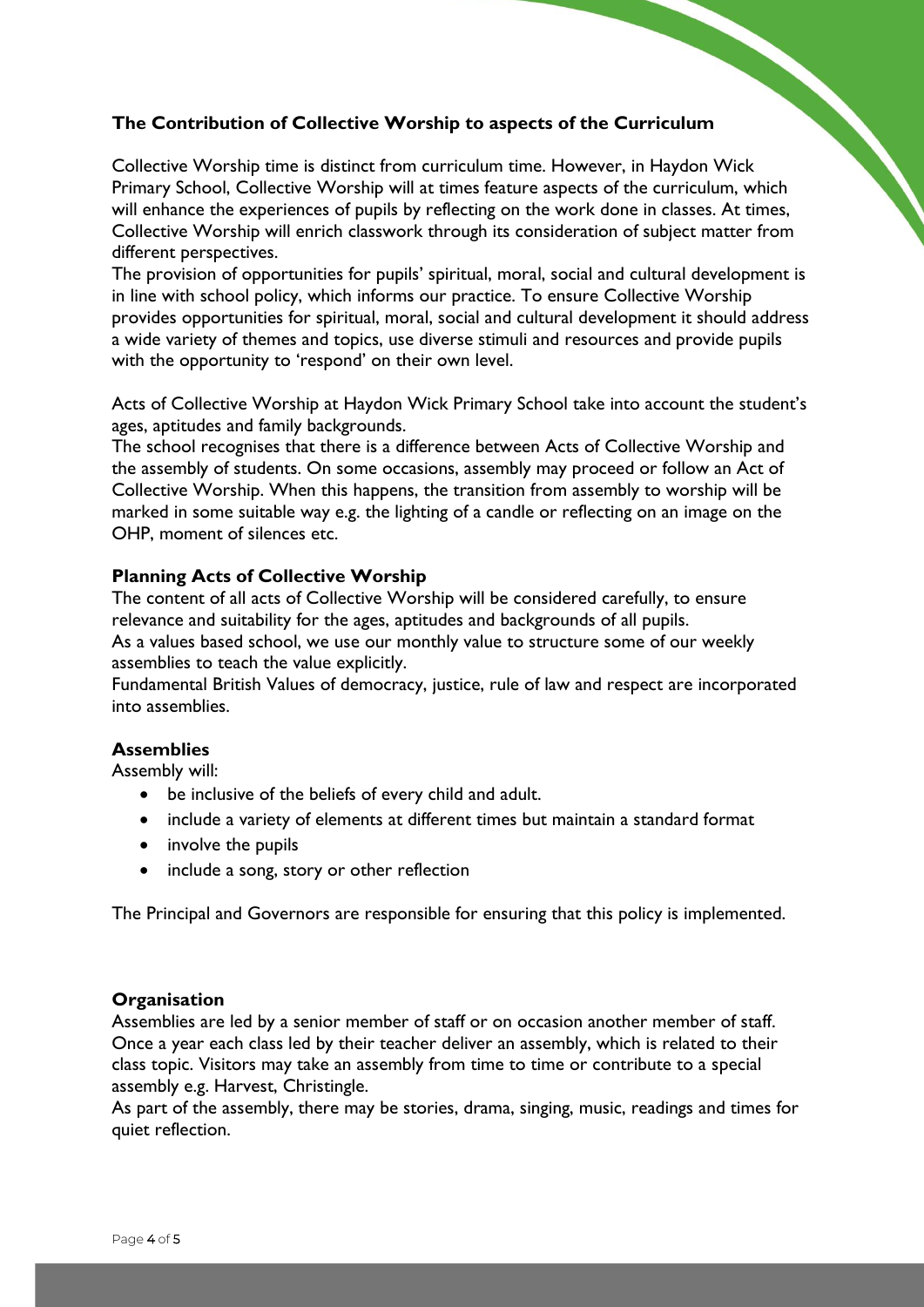### The Contribution of Collective Worship to aspects of the Curriculum

Collective Worship time is distinct from curriculum time. However, in Haydon Wick Primary School, Collective Worship will at times feature aspects of the curriculum, which will enhance the experiences of pupils by reflecting on the work done in classes. At times, Collective Worship will enrich classwork through its consideration of subject matter from different perspectives.
The provision of opportunities for pupils' spiritual, moral, social and cultural development is in line with school policy, which informs our practice. To ensure Collective Worship provides opportunities for spiritual, moral, social and cultural development it should address a wide variety of themes and topics, use diverse stimuli and resources and provide pupils with the opportunity to 'respond' on their own level.

Acts of Collective Worship at Haydon Wick Primary School take into account the student's ages, aptitudes and family backgrounds.
The school recognises that there is a difference between Acts of Collective Worship and the assembly of students. On some occasions, assembly may proceed or follow an Act of Collective Worship. When this happens, the transition from assembly to worship will be marked in some suitable way e.g. the lighting of a candle or reflecting on an image on the OHP, moment of silences etc.

### Planning Acts of Collective Worship

The content of all acts of Collective Worship will be considered carefully, to ensure relevance and suitability for the ages, aptitudes and backgrounds of all pupils.
As a values based school, we use our monthly value to structure some of our weekly assemblies to teach the value explicitly.
Fundamental British Values of democracy, justice, rule of law and respect are incorporated into assemblies.

### Assemblies

Assembly will:

- be inclusive of the beliefs of every child and adult.
- include a variety of elements at different times but maintain a standard format
- involve the pupils
- include a song, story or other reflection

The Principal and Governors are responsible for ensuring that this policy is implemented.

### Organisation

Assemblies are led by a senior member of staff or on occasion another member of staff. Once a year each class led by their teacher deliver an assembly, which is related to their class topic. Visitors may take an assembly from time to time or contribute to a special assembly e.g. Harvest, Christingle.
As part of the assembly, there may be stories, drama, singing, music, readings and times for quiet reflection.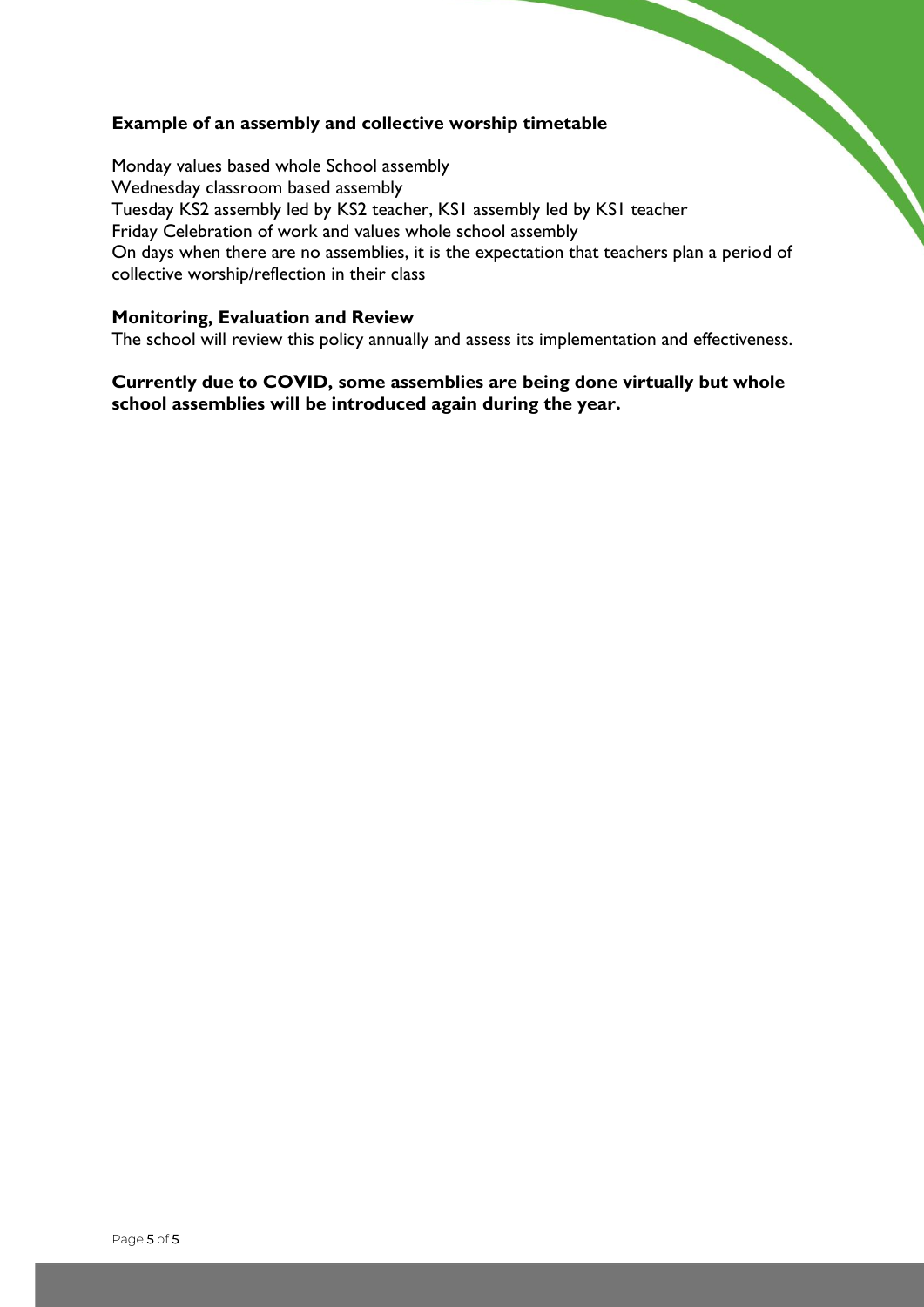**Example of an assembly and collective worship timetable**

Monday values based whole School assembly
Wednesday classroom based assembly
Tuesday KS2 assembly led by KS2 teacher, KS1 assembly led by KS1 teacher
Friday Celebration of work and values whole school assembly
On days when there are no assemblies, it is the expectation that teachers plan a period of collective worship/reflection in their class

**Monitoring, Evaluation and Review**

The school will review this policy annually and assess its implementation and effectiveness.

**Currently due to COVID, some assemblies are being done virtually but whole school assemblies will be introduced again during the year.**